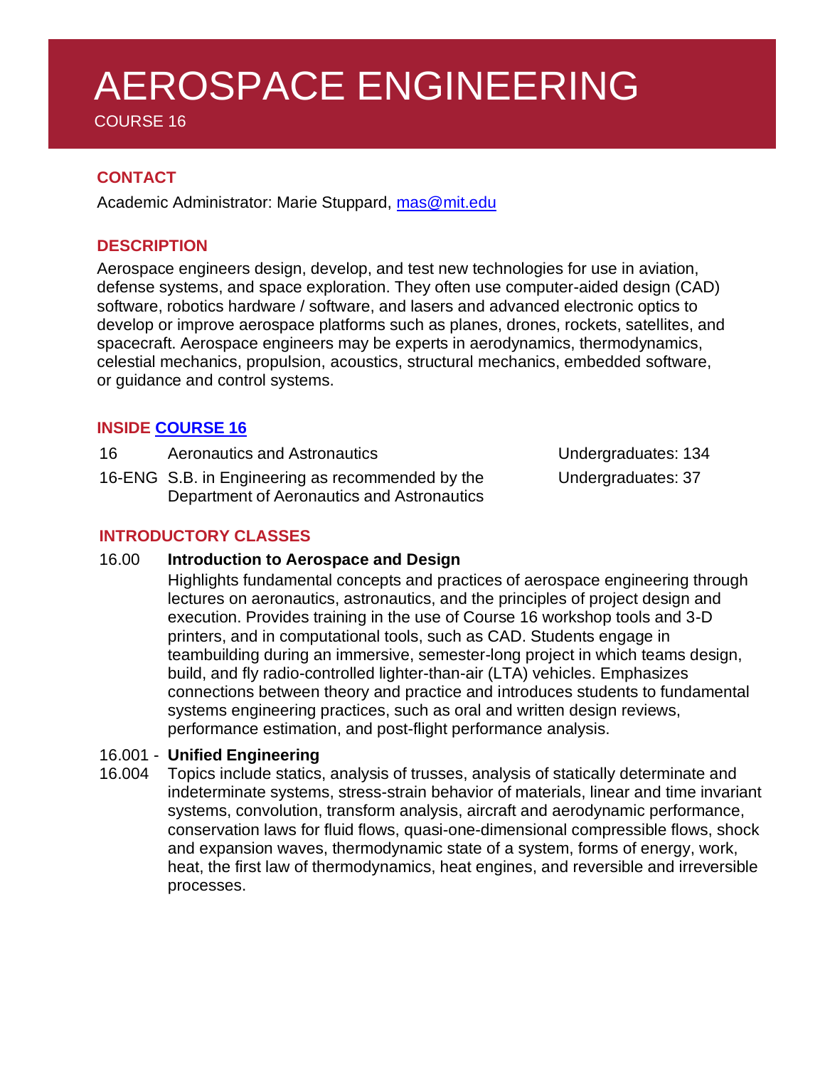# AEROSPACE ENGINEERING

COURSE 16

## CONTACT

Academic Administrator: Marie Stuppard, mas@mit.edu

## DESCRIPTION

Aerospace engineers design, develop, and test new technologies for use in aviation, defense systems, and space exploration. They often use computer-aided design (CAD) software, robotics hardware / software, and lasers and advanced electronic optics to develop or improve aerospace platforms such as planes, drones, rockets, satellites, and spacecraft. Aerospace engineers may be experts in aerodynamics, thermodynamics, celestial mechanics, propulsion, acoustics, structural mechanics, embedded software, or guidance and control systems.

## INSIDE COURSE 16

| | | |
|---|---|---|
| 16 | Aeronautics and Astronautics | Undergraduates: 134 |
| 16-ENG | S.B. in Engineering as recommended by the Department of Aeronautics and Astronautics | Undergraduates: 37 |

## INTRODUCTORY CLASSES

16.00 **Introduction to Aerospace and Design**

Highlights fundamental concepts and practices of aerospace engineering through lectures on aeronautics, astronautics, and the principles of project design and execution. Provides training in the use of Course 16 workshop tools and 3-D printers, and in computational tools, such as CAD. Students engage in teambuilding during an immersive, semester-long project in which teams design, build, and fly radio-controlled lighter-than-air (LTA) vehicles. Emphasizes connections between theory and practice and introduces students to fundamental systems engineering practices, such as oral and written design reviews, performance estimation, and post-flight performance analysis.

16.001 - 16.004 **Unified Engineering**

Topics include statics, analysis of trusses, analysis of statically determinate and indeterminate systems, stress-strain behavior of materials, linear and time invariant systems, convolution, transform analysis, aircraft and aerodynamic performance, conservation laws for fluid flows, quasi-one-dimensional compressible flows, shock and expansion waves, thermodynamic state of a system, forms of energy, work, heat, the first law of thermodynamics, heat engines, and reversible and irreversible processes.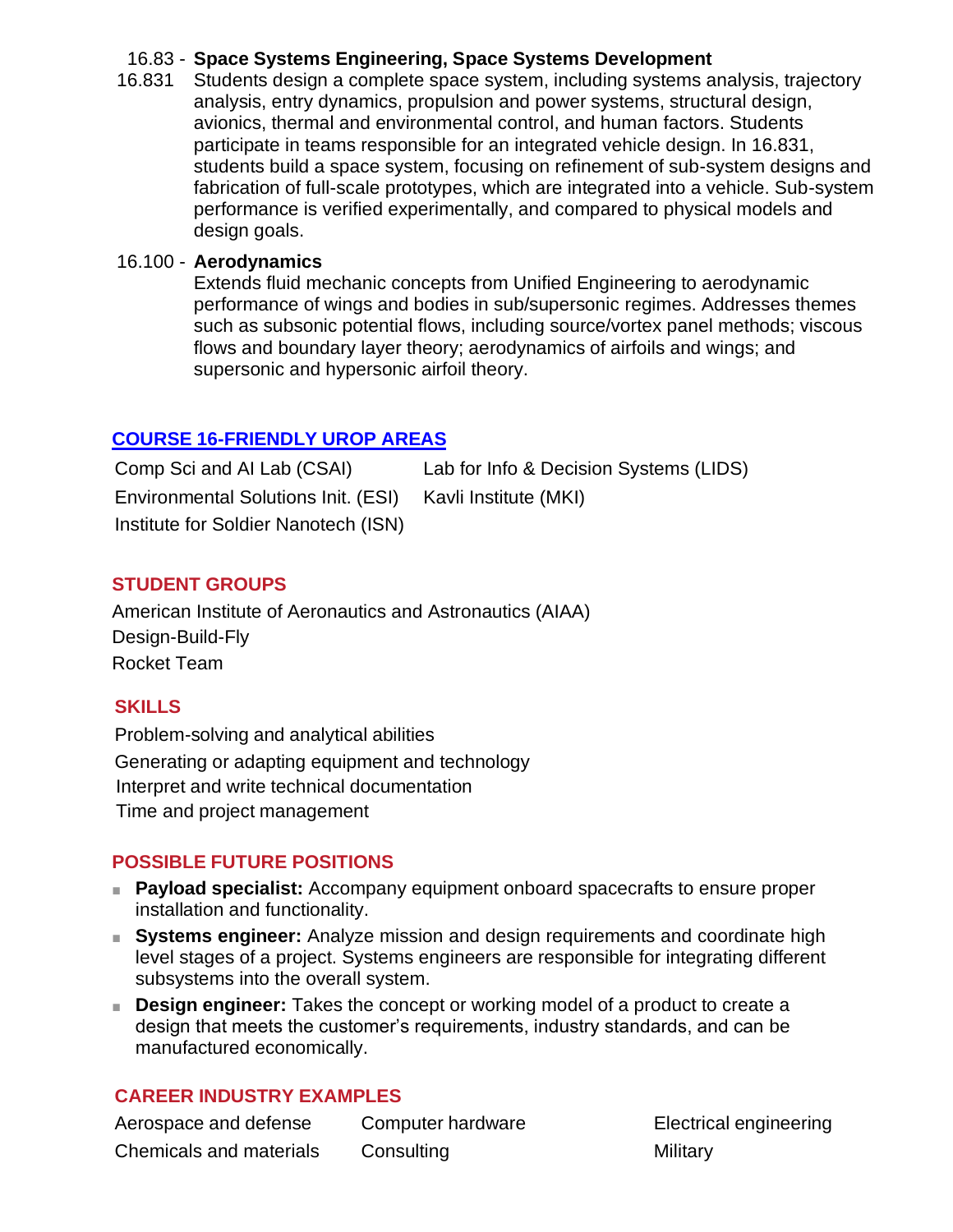16.83 - **Space Systems Engineering, Space Systems Development**
16.831 Students design a complete space system, including systems analysis, trajectory analysis, entry dynamics, propulsion and power systems, structural design, avionics, thermal and environmental control, and human factors. Students participate in teams responsible for an integrated vehicle design. In 16.831, students build a space system, focusing on refinement of sub-system designs and fabrication of full-scale prototypes, which are integrated into a vehicle. Sub-system performance is verified experimentally, and compared to physical models and design goals.

16.100 - **Aerodynamics**
Extends fluid mechanic concepts from Unified Engineering to aerodynamic performance of wings and bodies in sub/supersonic regimes. Addresses themes such as subsonic potential flows, including source/vortex panel methods; viscous flows and boundary layer theory; aerodynamics of airfoils and wings; and supersonic and hypersonic airfoil theory.

## COURSE 16-FRIENDLY UROP AREAS

Comp Sci and AI Lab (CSAI)
Environmental Solutions Init. (ESI)
Institute for Soldier Nanotech (ISN)
Lab for Info & Decision Systems (LIDS)
Kavli Institute (MKI)

## STUDENT GROUPS

American Institute of Aeronautics and Astronautics (AIAA)
Design-Build-Fly
Rocket Team

## SKILLS

Problem-solving and analytical abilities
Generating or adapting equipment and technology
Interpret and write technical documentation
Time and project management

## POSSIBLE FUTURE POSITIONS

- **Payload specialist:** Accompany equipment onboard spacecrafts to ensure proper installation and functionality.
- **Systems engineer:** Analyze mission and design requirements and coordinate high level stages of a project. Systems engineers are responsible for integrating different subsystems into the overall system.
- **Design engineer:** Takes the concept or working model of a product to create a design that meets the customer's requirements, industry standards, and can be manufactured economically.

## CAREER INDUSTRY EXAMPLES

Aerospace and defense
Chemicals and materials
Computer hardware
Consulting
Electrical engineering
Military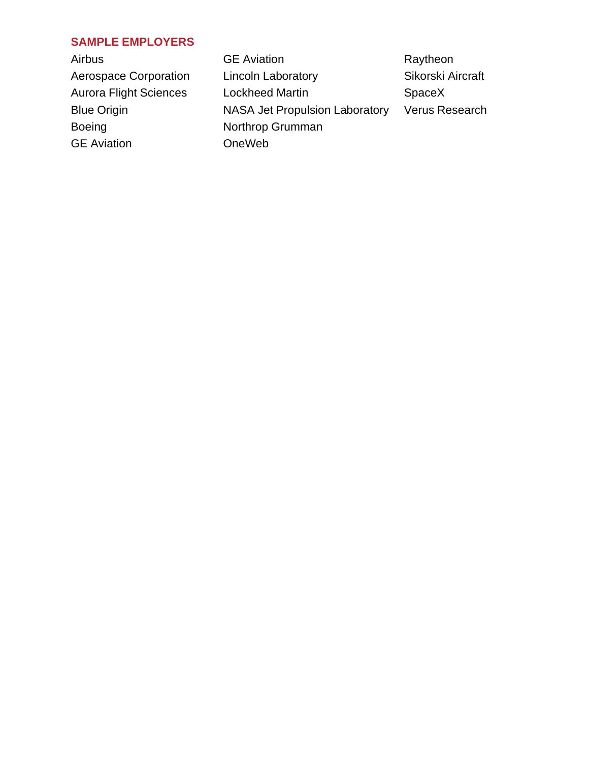## SAMPLE EMPLOYERS

Airbus
Aerospace Corporation
Aurora Flight Sciences
Blue Origin
Boeing
GE Aviation
GE Aviation
Lincoln Laboratory
Lockheed Martin
NASA Jet Propulsion Laboratory
Northrop Grumman
OneWeb
Raytheon
Sikorski Aircraft
SpaceX
Verus Research